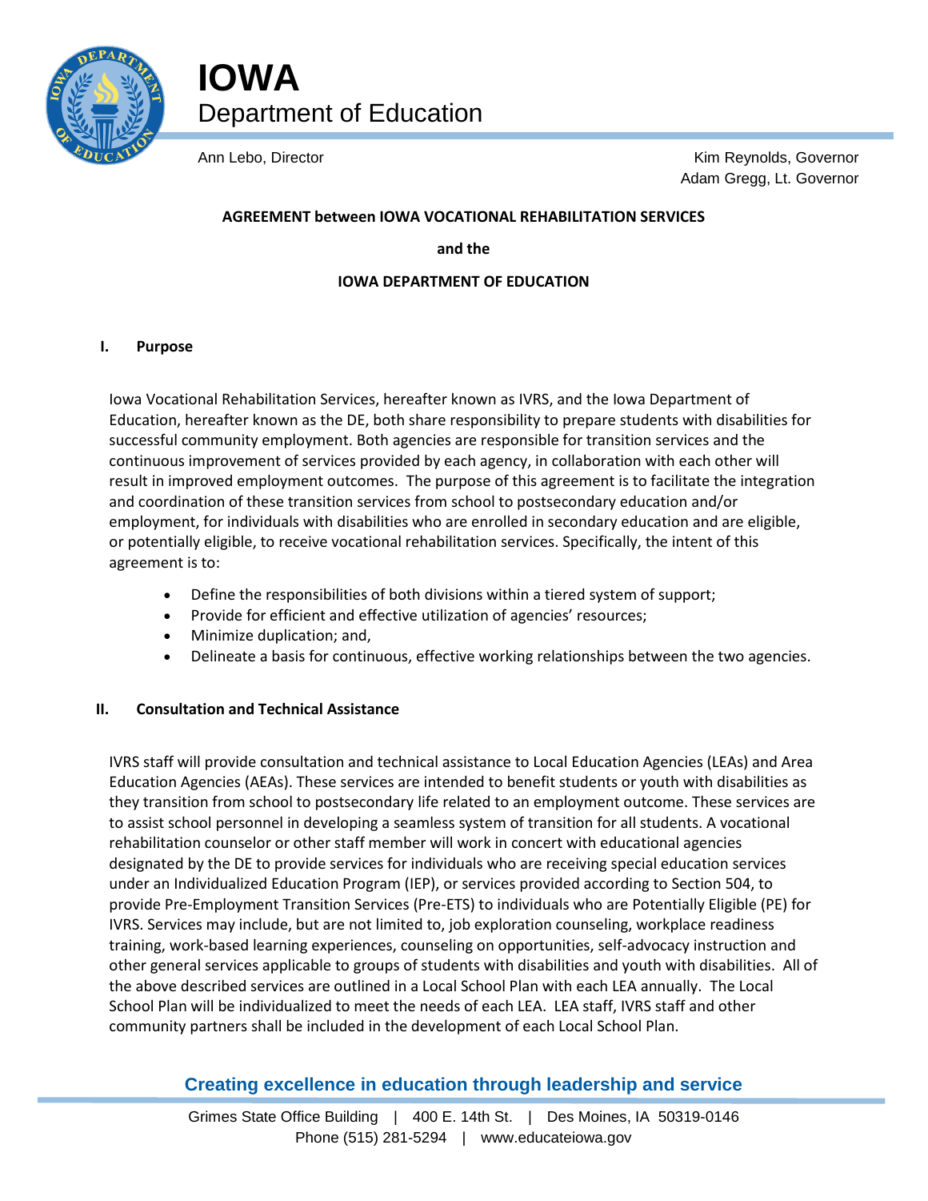# IOWA
## Department of Education

Ann Lebo, Director

Kim Reynolds, Governor
Adam Gregg, Lt. Governor

**AGREEMENT between IOWA VOCATIONAL REHABILITATION SERVICES**

**and the**

**IOWA DEPARTMENT OF EDUCATION**

### I. Purpose

Iowa Vocational Rehabilitation Services, hereafter known as IVRS, and the Iowa Department of Education, hereafter known as the DE, both share responsibility to prepare students with disabilities for successful community employment. Both agencies are responsible for transition services and the continuous improvement of services provided by each agency, in collaboration with each other will result in improved employment outcomes. The purpose of this agreement is to facilitate the integration and coordination of these transition services from school to postsecondary education and/or employment, for individuals with disabilities who are enrolled in secondary education and are eligible, or potentially eligible, to receive vocational rehabilitation services. Specifically, the intent of this agreement is to:

- Define the responsibilities of both divisions within a tiered system of support;
- Provide for efficient and effective utilization of agencies' resources;
- Minimize duplication; and,
- Delineate a basis for continuous, effective working relationships between the two agencies.

### II. Consultation and Technical Assistance

IVRS staff will provide consultation and technical assistance to Local Education Agencies (LEAs) and Area Education Agencies (AEAs). These services are intended to benefit students or youth with disabilities as they transition from school to postsecondary life related to an employment outcome. These services are to assist school personnel in developing a seamless system of transition for all students. A vocational rehabilitation counselor or other staff member will work in concert with educational agencies designated by the DE to provide services for individuals who are receiving special education services under an Individualized Education Program (IEP), or services provided according to Section 504, to provide Pre-Employment Transition Services (Pre-ETS) to individuals who are Potentially Eligible (PE) for IVRS. Services may include, but are not limited to, job exploration counseling, workplace readiness training, work-based learning experiences, counseling on opportunities, self-advocacy instruction and other general services applicable to groups of students with disabilities and youth with disabilities. All of the above described services are outlined in a Local School Plan with each LEA annually. The Local School Plan will be individualized to meet the needs of each LEA. LEA staff, IVRS staff and other community partners shall be included in the development of each Local School Plan.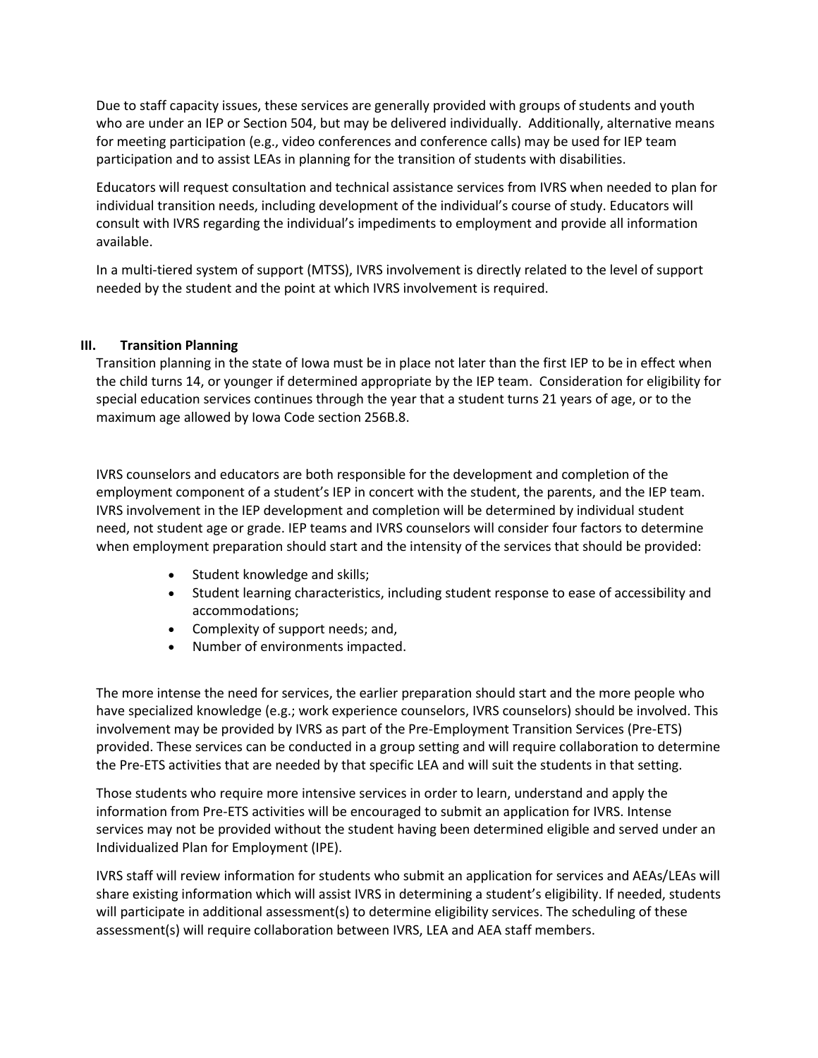Due to staff capacity issues, these services are generally provided with groups of students and youth who are under an IEP or Section 504, but may be delivered individually. Additionally, alternative means for meeting participation (e.g., video conferences and conference calls) may be used for IEP team participation and to assist LEAs in planning for the transition of students with disabilities.

Educators will request consultation and technical assistance services from IVRS when needed to plan for individual transition needs, including development of the individual's course of study. Educators will consult with IVRS regarding the individual's impediments to employment and provide all information available.

In a multi-tiered system of support (MTSS), IVRS involvement is directly related to the level of support needed by the student and the point at which IVRS involvement is required.

## III. Transition Planning

Transition planning in the state of Iowa must be in place not later than the first IEP to be in effect when the child turns 14, or younger if determined appropriate by the IEP team. Consideration for eligibility for special education services continues through the year that a student turns 21 years of age, or to the maximum age allowed by Iowa Code section 256B.8.

IVRS counselors and educators are both responsible for the development and completion of the employment component of a student's IEP in concert with the student, the parents, and the IEP team. IVRS involvement in the IEP development and completion will be determined by individual student need, not student age or grade. IEP teams and IVRS counselors will consider four factors to determine when employment preparation should start and the intensity of the services that should be provided:

- Student knowledge and skills;
- Student learning characteristics, including student response to ease of accessibility and accommodations;
- Complexity of support needs; and,
- Number of environments impacted.

The more intense the need for services, the earlier preparation should start and the more people who have specialized knowledge (e.g.; work experience counselors, IVRS counselors) should be involved. This involvement may be provided by IVRS as part of the Pre-Employment Transition Services (Pre-ETS) provided. These services can be conducted in a group setting and will require collaboration to determine the Pre-ETS activities that are needed by that specific LEA and will suit the students in that setting.

Those students who require more intensive services in order to learn, understand and apply the information from Pre-ETS activities will be encouraged to submit an application for IVRS. Intense services may not be provided without the student having been determined eligible and served under an Individualized Plan for Employment (IPE).

IVRS staff will review information for students who submit an application for services and AEAs/LEAs will share existing information which will assist IVRS in determining a student's eligibility. If needed, students will participate in additional assessment(s) to determine eligibility services. The scheduling of these assessment(s) will require collaboration between IVRS, LEA and AEA staff members.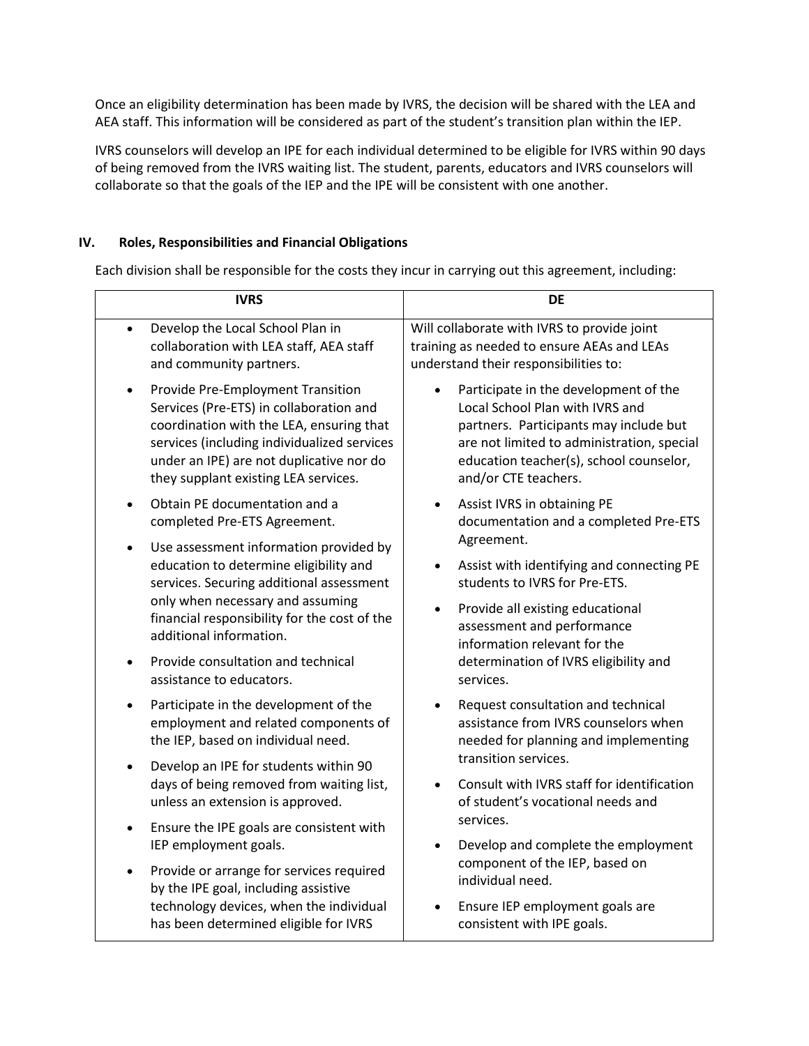Once an eligibility determination has been made by IVRS, the decision will be shared with the LEA and AEA staff. This information will be considered as part of the student's transition plan within the IEP.

IVRS counselors will develop an IPE for each individual determined to be eligible for IVRS within 90 days of being removed from the IVRS waiting list. The student, parents, educators and IVRS counselors will collaborate so that the goals of the IEP and the IPE will be consistent with one another.

## IV. Roles, Responsibilities and Financial Obligations

Each division shall be responsible for the costs they incur in carrying out this agreement, including:

| IVRS | DE |
|---|---|
| • Develop the Local School Plan in collaboration with LEA staff, AEA staff and community partners.<br>• Provide Pre-Employment Transition Services (Pre-ETS) in collaboration and coordination with the LEA, ensuring that services (including individualized services under an IPE) are not duplicative nor do they supplant existing LEA services.<br>• Obtain PE documentation and a completed Pre-ETS Agreement.<br>• Use assessment information provided by education to determine eligibility and services. Securing additional assessment only when necessary and assuming financial responsibility for the cost of the additional information.<br>• Provide consultation and technical assistance to educators.<br>• Participate in the development of the employment and related components of the IEP, based on individual need.<br>• Develop an IPE for students within 90 days of being removed from waiting list, unless an extension is approved.<br>• Ensure the IPE goals are consistent with IEP employment goals.<br>• Provide or arrange for services required by the IPE goal, including assistive technology devices, when the individual has been determined eligible for IVRS | Will collaborate with IVRS to provide joint training as needed to ensure AEAs and LEAs understand their responsibilities to:<br>• Participate in the development of the Local School Plan with IVRS and partners. Participants may include but are not limited to administration, special education teacher(s), school counselor, and/or CTE teachers.<br>• Assist IVRS in obtaining PE documentation and a completed Pre-ETS Agreement.<br>• Assist with identifying and connecting PE students to IVRS for Pre-ETS.<br>• Provide all existing educational assessment and performance information relevant for the determination of IVRS eligibility and services.<br>• Request consultation and technical assistance from IVRS counselors when needed for planning and implementing transition services.<br>• Consult with IVRS staff for identification of student's vocational needs and services.<br>• Develop and complete the employment component of the IEP, based on individual need.<br>• Ensure IEP employment goals are consistent with IPE goals. |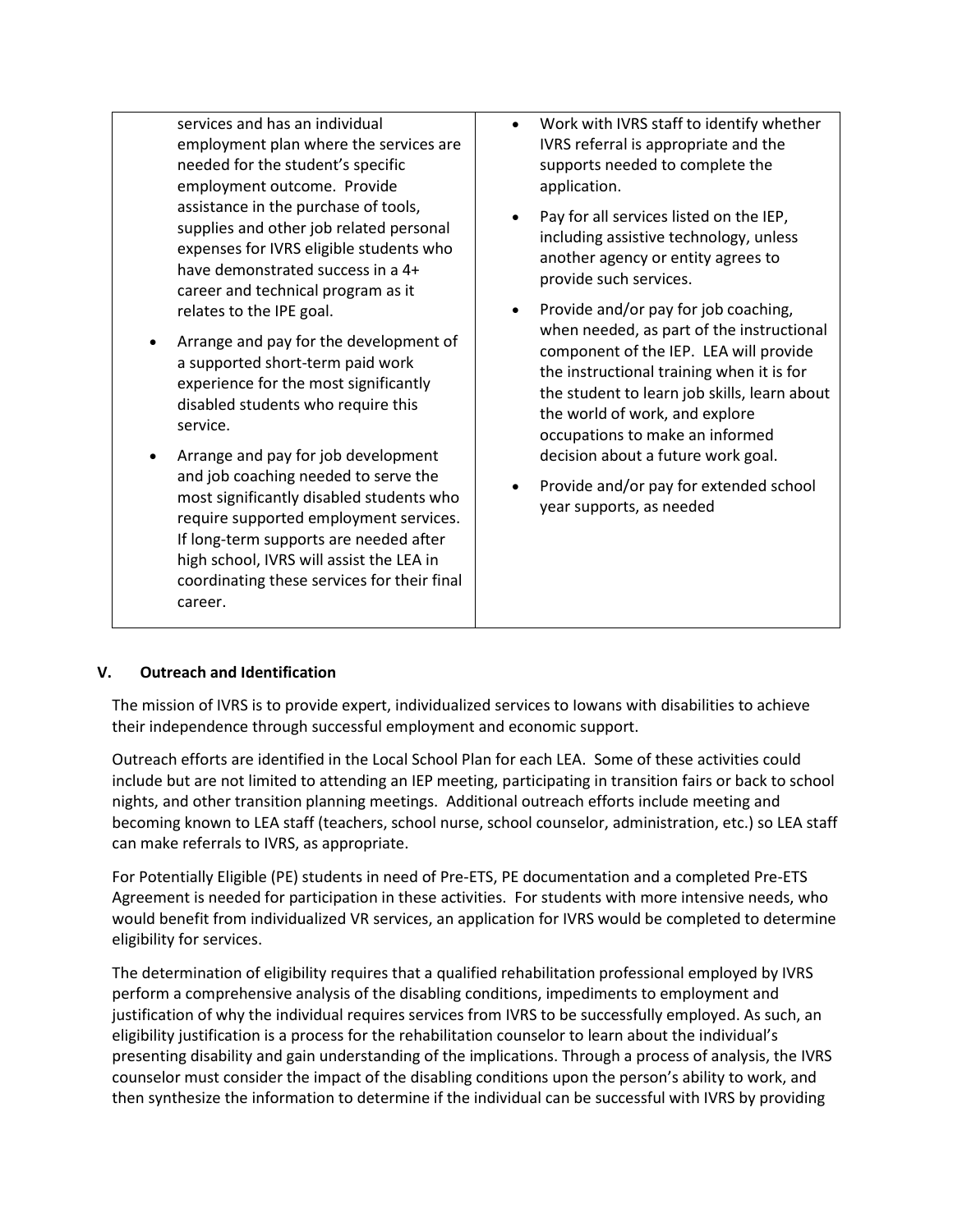| | |
|---|---|
| services and has an individual employment plan where the services are needed for the student's specific employment outcome. Provide assistance in the purchase of tools, supplies and other job related personal expenses for IVRS eligible students who have demonstrated success in a 4+ career and technical program as it relates to the IPE goal.<br>• Arrange and pay for the development of a supported short-term paid work experience for the most significantly disabled students who require this service.<br>• Arrange and pay for job development and job coaching needed to serve the most significantly disabled students who require supported employment services. If long-term supports are needed after high school, IVRS will assist the LEA in coordinating these services for their final career. | • Work with IVRS staff to identify whether IVRS referral is appropriate and the supports needed to complete the application.<br>• Pay for all services listed on the IEP, including assistive technology, unless another agency or entity agrees to provide such services.<br>• Provide and/or pay for job coaching, when needed, as part of the instructional component of the IEP. LEA will provide the instructional training when it is for the student to learn job skills, learn about the world of work, and explore occupations to make an informed decision about a future work goal.<br>• Provide and/or pay for extended school year supports, as needed |

## V. Outreach and Identification

The mission of IVRS is to provide expert, individualized services to Iowans with disabilities to achieve their independence through successful employment and economic support.

Outreach efforts are identified in the Local School Plan for each LEA. Some of these activities could include but are not limited to attending an IEP meeting, participating in transition fairs or back to school nights, and other transition planning meetings. Additional outreach efforts include meeting and becoming known to LEA staff (teachers, school nurse, school counselor, administration, etc.) so LEA staff can make referrals to IVRS, as appropriate.

For Potentially Eligible (PE) students in need of Pre-ETS, PE documentation and a completed Pre-ETS Agreement is needed for participation in these activities. For students with more intensive needs, who would benefit from individualized VR services, an application for IVRS would be completed to determine eligibility for services.

The determination of eligibility requires that a qualified rehabilitation professional employed by IVRS perform a comprehensive analysis of the disabling conditions, impediments to employment and justification of why the individual requires services from IVRS to be successfully employed. As such, an eligibility justification is a process for the rehabilitation counselor to learn about the individual's presenting disability and gain understanding of the implications. Through a process of analysis, the IVRS counselor must consider the impact of the disabling conditions upon the person's ability to work, and then synthesize the information to determine if the individual can be successful with IVRS by providing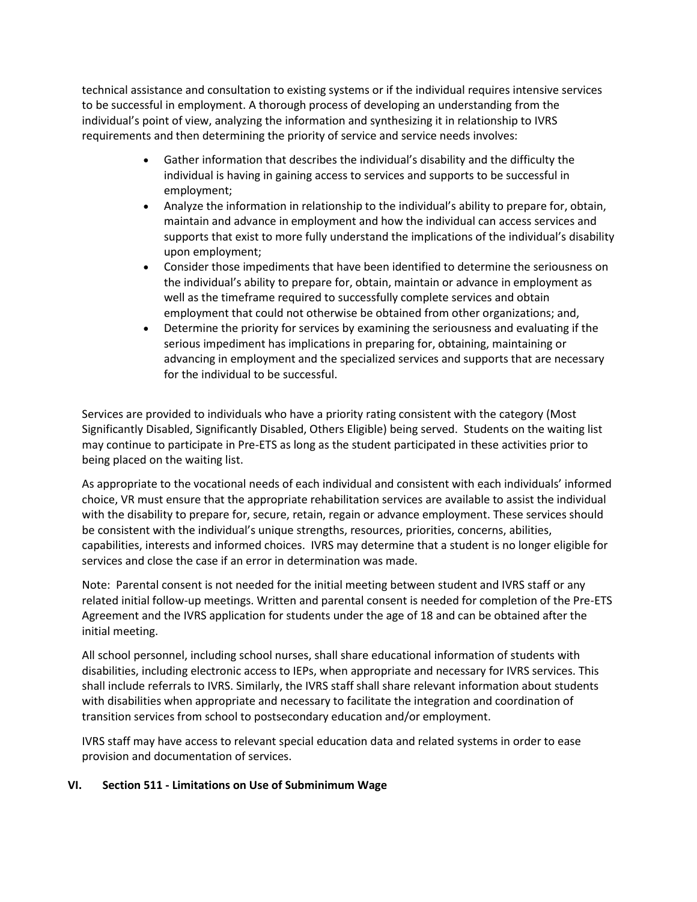technical assistance and consultation to existing systems or if the individual requires intensive services to be successful in employment. A thorough process of developing an understanding from the individual's point of view, analyzing the information and synthesizing it in relationship to IVRS requirements and then determining the priority of service and service needs involves:

- Gather information that describes the individual's disability and the difficulty the individual is having in gaining access to services and supports to be successful in employment;
- Analyze the information in relationship to the individual's ability to prepare for, obtain, maintain and advance in employment and how the individual can access services and supports that exist to more fully understand the implications of the individual's disability upon employment;
- Consider those impediments that have been identified to determine the seriousness on the individual's ability to prepare for, obtain, maintain or advance in employment as well as the timeframe required to successfully complete services and obtain employment that could not otherwise be obtained from other organizations; and,
- Determine the priority for services by examining the seriousness and evaluating if the serious impediment has implications in preparing for, obtaining, maintaining or advancing in employment and the specialized services and supports that are necessary for the individual to be successful.

Services are provided to individuals who have a priority rating consistent with the category (Most Significantly Disabled, Significantly Disabled, Others Eligible) being served. Students on the waiting list may continue to participate in Pre-ETS as long as the student participated in these activities prior to being placed on the waiting list.

As appropriate to the vocational needs of each individual and consistent with each individuals' informed choice, VR must ensure that the appropriate rehabilitation services are available to assist the individual with the disability to prepare for, secure, retain, regain or advance employment. These services should be consistent with the individual's unique strengths, resources, priorities, concerns, abilities, capabilities, interests and informed choices. IVRS may determine that a student is no longer eligible for services and close the case if an error in determination was made.

Note: Parental consent is not needed for the initial meeting between student and IVRS staff or any related initial follow-up meetings. Written and parental consent is needed for completion of the Pre-ETS Agreement and the IVRS application for students under the age of 18 and can be obtained after the initial meeting.

All school personnel, including school nurses, shall share educational information of students with disabilities, including electronic access to IEPs, when appropriate and necessary for IVRS services. This shall include referrals to IVRS. Similarly, the IVRS staff shall share relevant information about students with disabilities when appropriate and necessary to facilitate the integration and coordination of transition services from school to postsecondary education and/or employment.

IVRS staff may have access to relevant special education data and related systems in order to ease provision and documentation of services.

## VI. Section 511 - Limitations on Use of Subminimum Wage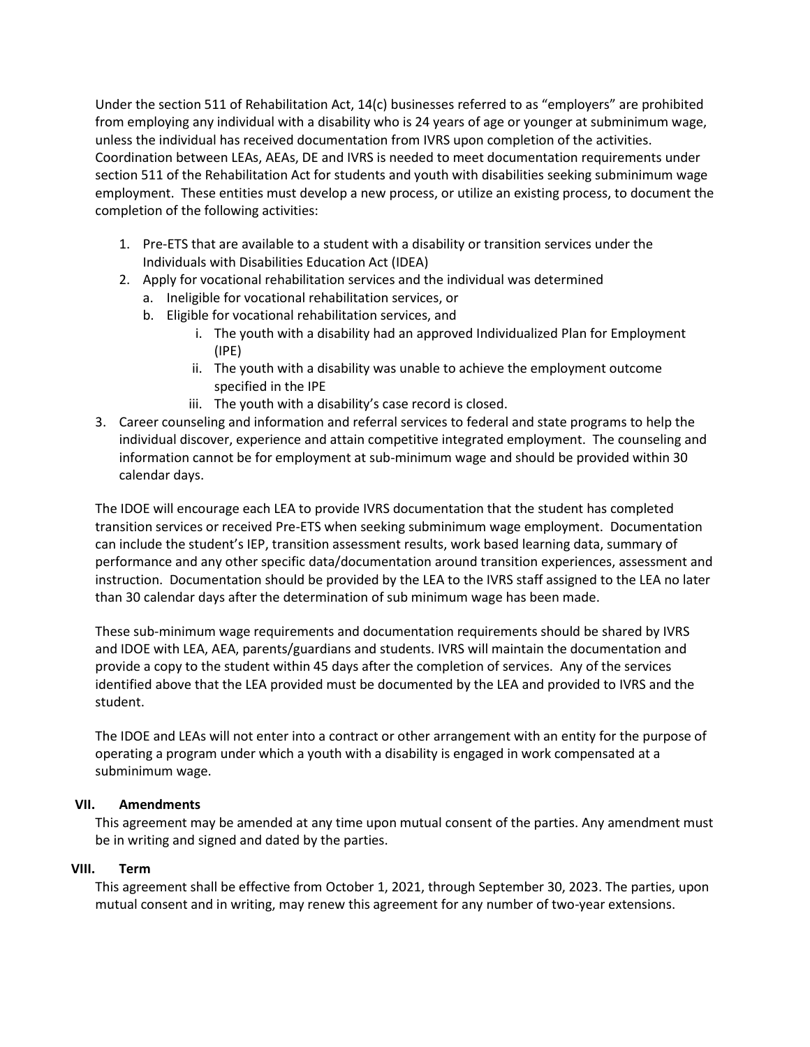Under the section 511 of Rehabilitation Act, 14(c) businesses referred to as "employers" are prohibited from employing any individual with a disability who is 24 years of age or younger at subminimum wage, unless the individual has received documentation from IVRS upon completion of the activities. Coordination between LEAs, AEAs, DE and IVRS is needed to meet documentation requirements under section 511 of the Rehabilitation Act for students and youth with disabilities seeking subminimum wage employment. These entities must develop a new process, or utilize an existing process, to document the completion of the following activities:

1. Pre-ETS that are available to a student with a disability or transition services under the Individuals with Disabilities Education Act (IDEA)
2. Apply for vocational rehabilitation services and the individual was determined
   a. Ineligible for vocational rehabilitation services, or
   b. Eligible for vocational rehabilitation services, and
      i. The youth with a disability had an approved Individualized Plan for Employment (IPE)
      ii. The youth with a disability was unable to achieve the employment outcome specified in the IPE
      iii. The youth with a disability's case record is closed.
3. Career counseling and information and referral services to federal and state programs to help the individual discover, experience and attain competitive integrated employment. The counseling and information cannot be for employment at sub-minimum wage and should be provided within 30 calendar days.

The IDOE will encourage each LEA to provide IVRS documentation that the student has completed transition services or received Pre-ETS when seeking subminimum wage employment. Documentation can include the student's IEP, transition assessment results, work based learning data, summary of performance and any other specific data/documentation around transition experiences, assessment and instruction. Documentation should be provided by the LEA to the IVRS staff assigned to the LEA no later than 30 calendar days after the determination of sub minimum wage has been made.

These sub-minimum wage requirements and documentation requirements should be shared by IVRS and IDOE with LEA, AEA, parents/guardians and students. IVRS will maintain the documentation and provide a copy to the student within 45 days after the completion of services. Any of the services identified above that the LEA provided must be documented by the LEA and provided to IVRS and the student.

The IDOE and LEAs will not enter into a contract or other arrangement with an entity for the purpose of operating a program under which a youth with a disability is engaged in work compensated at a subminimum wage.

## VII. Amendments

This agreement may be amended at any time upon mutual consent of the parties. Any amendment must be in writing and signed and dated by the parties.

## VIII. Term

This agreement shall be effective from October 1, 2021, through September 30, 2023. The parties, upon mutual consent and in writing, may renew this agreement for any number of two-year extensions.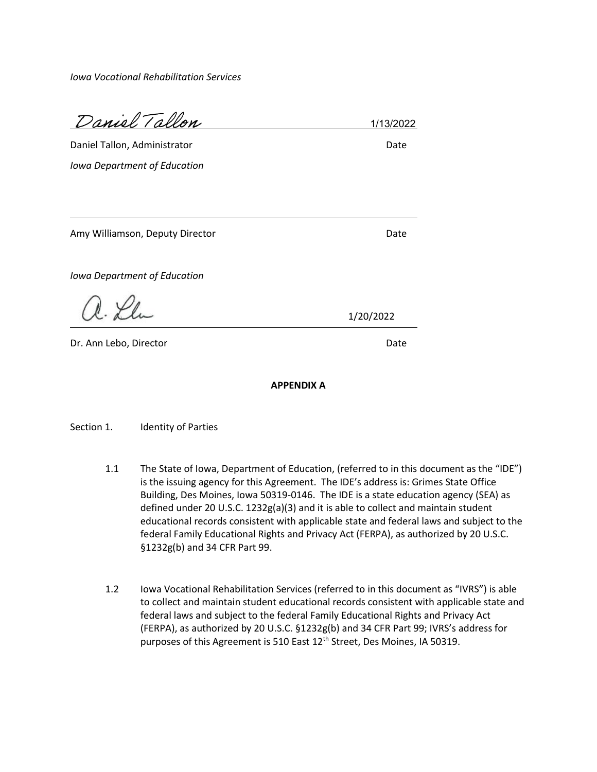*Iowa Vocational Rehabilitation Services*

Daniel Tallon 1/13/2022

Daniel Tallon, Administrator Date

*Iowa Department of Education*

Amy Williamson, Deputy Director Date

*Iowa Department of Education*

1/20/2022

Dr. Ann Lebo, Director Date

**APPENDIX A**

Section 1. Identity of Parties

1.1 The State of Iowa, Department of Education, (referred to in this document as the "IDE") is the issuing agency for this Agreement. The IDE's address is: Grimes State Office Building, Des Moines, Iowa 50319-0146. The IDE is a state education agency (SEA) as defined under 20 U.S.C. 1232g(a)(3) and it is able to collect and maintain student educational records consistent with applicable state and federal laws and subject to the federal Family Educational Rights and Privacy Act (FERPA), as authorized by 20 U.S.C. §1232g(b) and 34 CFR Part 99.

1.2 Iowa Vocational Rehabilitation Services (referred to in this document as "IVRS") is able to collect and maintain student educational records consistent with applicable state and federal laws and subject to the federal Family Educational Rights and Privacy Act (FERPA), as authorized by 20 U.S.C. §1232g(b) and 34 CFR Part 99; IVRS's address for purposes of this Agreement is 510 East 12th Street, Des Moines, IA 50319.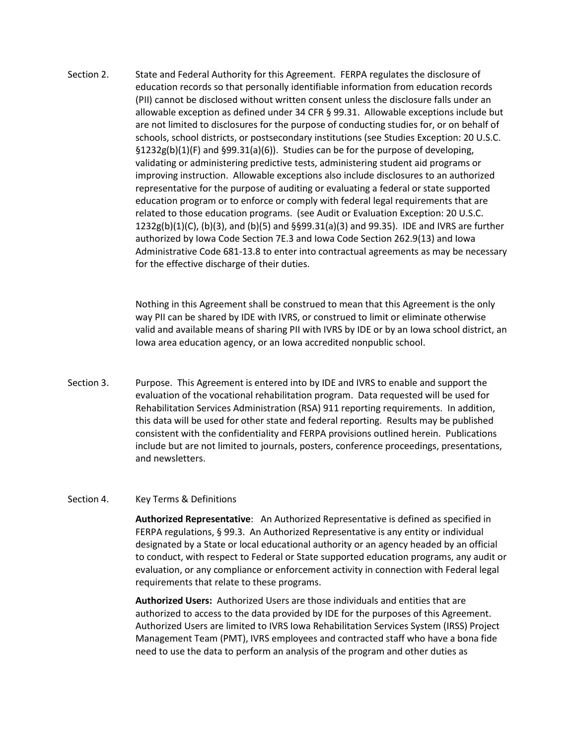Section 2. State and Federal Authority for this Agreement. FERPA regulates the disclosure of education records so that personally identifiable information from education records (PII) cannot be disclosed without written consent unless the disclosure falls under an allowable exception as defined under 34 CFR § 99.31. Allowable exceptions include but are not limited to disclosures for the purpose of conducting studies for, or on behalf of schools, school districts, or postsecondary institutions (see Studies Exception: 20 U.S.C. §1232g(b)(1)(F) and §99.31(a)(6)). Studies can be for the purpose of developing, validating or administering predictive tests, administering student aid programs or improving instruction. Allowable exceptions also include disclosures to an authorized representative for the purpose of auditing or evaluating a federal or state supported education program or to enforce or comply with federal legal requirements that are related to those education programs. (see Audit or Evaluation Exception: 20 U.S.C. 1232g(b)(1)(C), (b)(3), and (b)(5) and §§99.31(a)(3) and 99.35). IDE and IVRS are further authorized by Iowa Code Section 7E.3 and Iowa Code Section 262.9(13) and Iowa Administrative Code 681-13.8 to enter into contractual agreements as may be necessary for the effective discharge of their duties.

Nothing in this Agreement shall be construed to mean that this Agreement is the only way PII can be shared by IDE with IVRS, or construed to limit or eliminate otherwise valid and available means of sharing PII with IVRS by IDE or by an Iowa school district, an Iowa area education agency, or an Iowa accredited nonpublic school.

Section 3. Purpose. This Agreement is entered into by IDE and IVRS to enable and support the evaluation of the vocational rehabilitation program. Data requested will be used for Rehabilitation Services Administration (RSA) 911 reporting requirements. In addition, this data will be used for other state and federal reporting. Results may be published consistent with the confidentiality and FERPA provisions outlined herein. Publications include but are not limited to journals, posters, conference proceedings, presentations, and newsletters.

Section 4. Key Terms & Definitions

**Authorized Representative**: An Authorized Representative is defined as specified in FERPA regulations, § 99.3. An Authorized Representative is any entity or individual designated by a State or local educational authority or an agency headed by an official to conduct, with respect to Federal or State supported education programs, any audit or evaluation, or any compliance or enforcement activity in connection with Federal legal requirements that relate to these programs.

**Authorized Users:** Authorized Users are those individuals and entities that are authorized to access to the data provided by IDE for the purposes of this Agreement. Authorized Users are limited to IVRS Iowa Rehabilitation Services System (IRSS) Project Management Team (PMT), IVRS employees and contracted staff who have a bona fide need to use the data to perform an analysis of the program and other duties as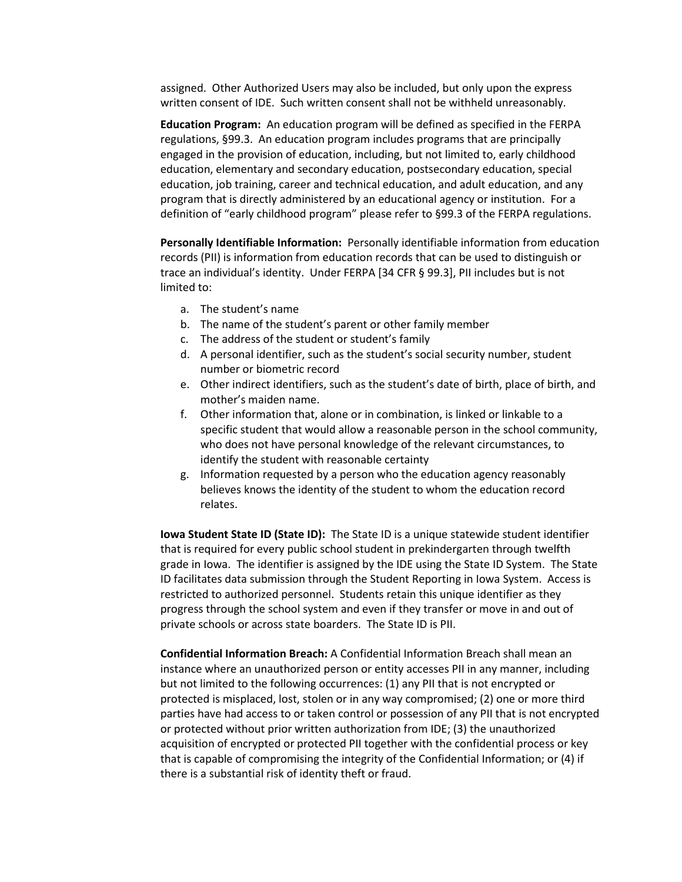assigned. Other Authorized Users may also be included, but only upon the express written consent of IDE. Such written consent shall not be withheld unreasonably.

**Education Program:** An education program will be defined as specified in the FERPA regulations, §99.3. An education program includes programs that are principally engaged in the provision of education, including, but not limited to, early childhood education, elementary and secondary education, postsecondary education, special education, job training, career and technical education, and adult education, and any program that is directly administered by an educational agency or institution. For a definition of "early childhood program" please refer to §99.3 of the FERPA regulations.

**Personally Identifiable Information:** Personally identifiable information from education records (PII) is information from education records that can be used to distinguish or trace an individual's identity. Under FERPA [34 CFR § 99.3], PII includes but is not limited to:

a. The student's name
b. The name of the student's parent or other family member
c. The address of the student or student's family
d. A personal identifier, such as the student's social security number, student number or biometric record
e. Other indirect identifiers, such as the student's date of birth, place of birth, and mother's maiden name.
f. Other information that, alone or in combination, is linked or linkable to a specific student that would allow a reasonable person in the school community, who does not have personal knowledge of the relevant circumstances, to identify the student with reasonable certainty
g. Information requested by a person who the education agency reasonably believes knows the identity of the student to whom the education record relates.

**Iowa Student State ID (State ID):** The State ID is a unique statewide student identifier that is required for every public school student in prekindergarten through twelfth grade in Iowa. The identifier is assigned by the IDE using the State ID System. The State ID facilitates data submission through the Student Reporting in Iowa System. Access is restricted to authorized personnel. Students retain this unique identifier as they progress through the school system and even if they transfer or move in and out of private schools or across state boarders. The State ID is PII.

**Confidential Information Breach:** A Confidential Information Breach shall mean an instance where an unauthorized person or entity accesses PII in any manner, including but not limited to the following occurrences: (1) any PII that is not encrypted or protected is misplaced, lost, stolen or in any way compromised; (2) one or more third parties have had access to or taken control or possession of any PII that is not encrypted or protected without prior written authorization from IDE; (3) the unauthorized acquisition of encrypted or protected PII together with the confidential process or key that is capable of compromising the integrity of the Confidential Information; or (4) if there is a substantial risk of identity theft or fraud.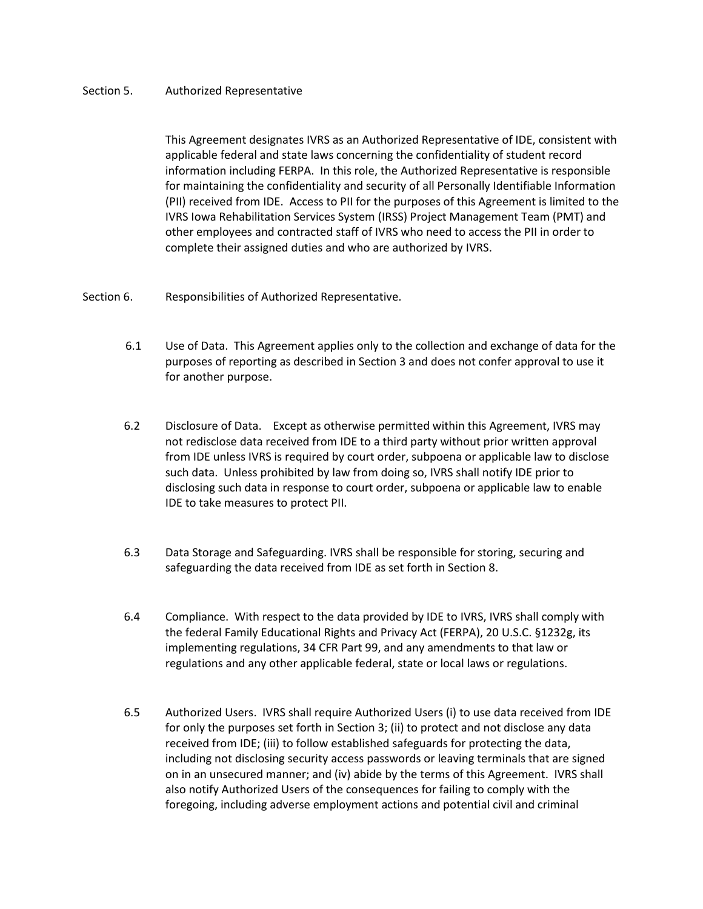## Section 5. Authorized Representative

This Agreement designates IVRS as an Authorized Representative of IDE, consistent with applicable federal and state laws concerning the confidentiality of student record information including FERPA. In this role, the Authorized Representative is responsible for maintaining the confidentiality and security of all Personally Identifiable Information (PII) received from IDE. Access to PII for the purposes of this Agreement is limited to the IVRS Iowa Rehabilitation Services System (IRSS) Project Management Team (PMT) and other employees and contracted staff of IVRS who need to access the PII in order to complete their assigned duties and who are authorized by IVRS.

## Section 6. Responsibilities of Authorized Representative.

6.1 Use of Data. This Agreement applies only to the collection and exchange of data for the purposes of reporting as described in Section 3 and does not confer approval to use it for another purpose.

6.2 Disclosure of Data. Except as otherwise permitted within this Agreement, IVRS may not redisclose data received from IDE to a third party without prior written approval from IDE unless IVRS is required by court order, subpoena or applicable law to disclose such data. Unless prohibited by law from doing so, IVRS shall notify IDE prior to disclosing such data in response to court order, subpoena or applicable law to enable IDE to take measures to protect PII.

6.3 Data Storage and Safeguarding. IVRS shall be responsible for storing, securing and safeguarding the data received from IDE as set forth in Section 8.

6.4 Compliance. With respect to the data provided by IDE to IVRS, IVRS shall comply with the federal Family Educational Rights and Privacy Act (FERPA), 20 U.S.C. §1232g, its implementing regulations, 34 CFR Part 99, and any amendments to that law or regulations and any other applicable federal, state or local laws or regulations.

6.5 Authorized Users. IVRS shall require Authorized Users (i) to use data received from IDE for only the purposes set forth in Section 3; (ii) to protect and not disclose any data received from IDE; (iii) to follow established safeguards for protecting the data, including not disclosing security access passwords or leaving terminals that are signed on in an unsecured manner; and (iv) abide by the terms of this Agreement. IVRS shall also notify Authorized Users of the consequences for failing to comply with the foregoing, including adverse employment actions and potential civil and criminal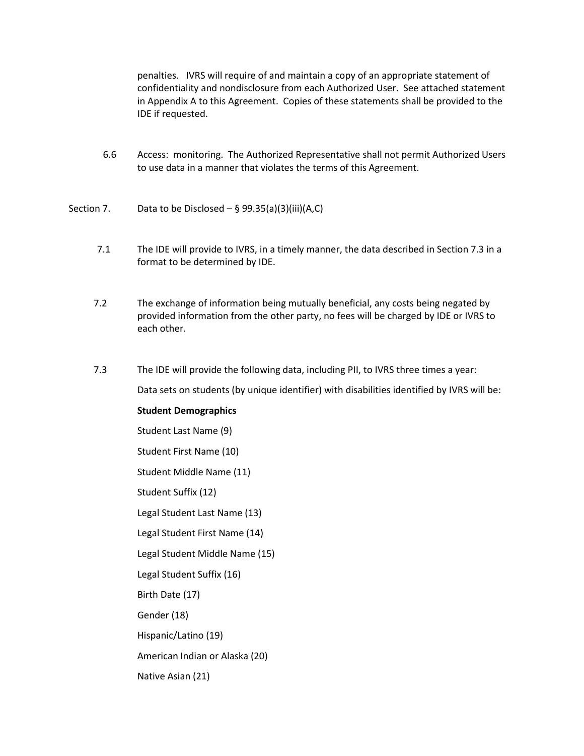penalties. IVRS will require of and maintain a copy of an appropriate statement of confidentiality and nondisclosure from each Authorized User. See attached statement in Appendix A to this Agreement. Copies of these statements shall be provided to the IDE if requested.

6.6 Access: monitoring. The Authorized Representative shall not permit Authorized Users to use data in a manner that violates the terms of this Agreement.

Section 7. Data to be Disclosed – § 99.35(a)(3)(iii)(A,C)

7.1 The IDE will provide to IVRS, in a timely manner, the data described in Section 7.3 in a format to be determined by IDE.

7.2 The exchange of information being mutually beneficial, any costs being negated by provided information from the other party, no fees will be charged by IDE or IVRS to each other.

7.3 The IDE will provide the following data, including PII, to IVRS three times a year:

Data sets on students (by unique identifier) with disabilities identified by IVRS will be:

**Student Demographics**

Student Last Name (9)

Student First Name (10)

Student Middle Name (11)

Student Suffix (12)

Legal Student Last Name (13)

Legal Student First Name (14)

Legal Student Middle Name (15)

Legal Student Suffix (16)

Birth Date (17)

Gender (18)

Hispanic/Latino (19)

American Indian or Alaska (20)

Native Asian (21)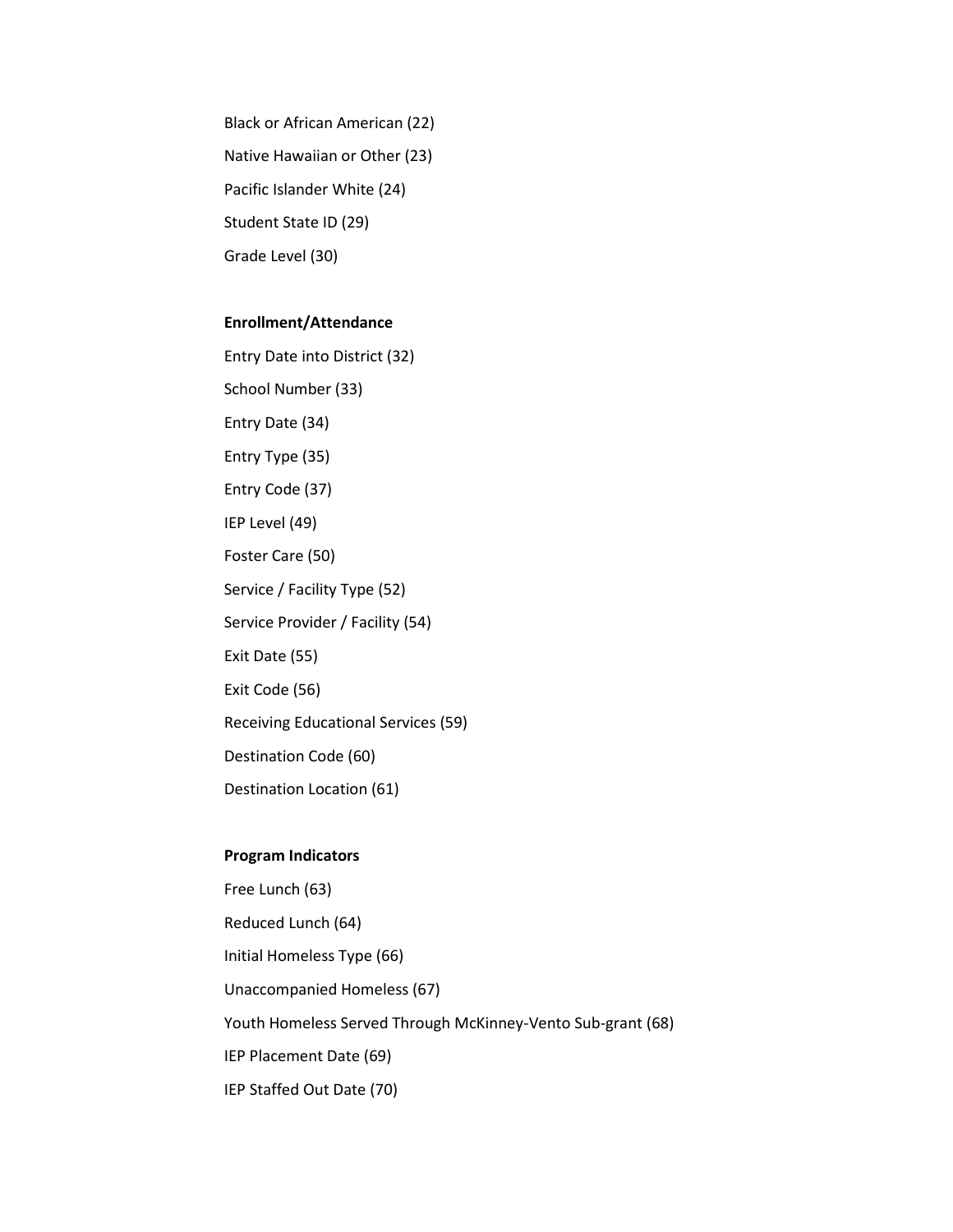Black or African American (22)

Native Hawaiian or Other (23)

Pacific Islander White (24)

Student State ID (29)

Grade Level (30)

**Enrollment/Attendance**

Entry Date into District (32)

School Number (33)

Entry Date (34)

Entry Type (35)

Entry Code (37)

IEP Level (49)

Foster Care (50)

Service / Facility Type (52)

Service Provider / Facility (54)

Exit Date (55)

Exit Code (56)

Receiving Educational Services (59)

Destination Code (60)

Destination Location (61)

**Program Indicators**

Free Lunch (63)

Reduced Lunch (64)

Initial Homeless Type (66)

Unaccompanied Homeless (67)

Youth Homeless Served Through McKinney-Vento Sub-grant (68)

IEP Placement Date (69)

IEP Staffed Out Date (70)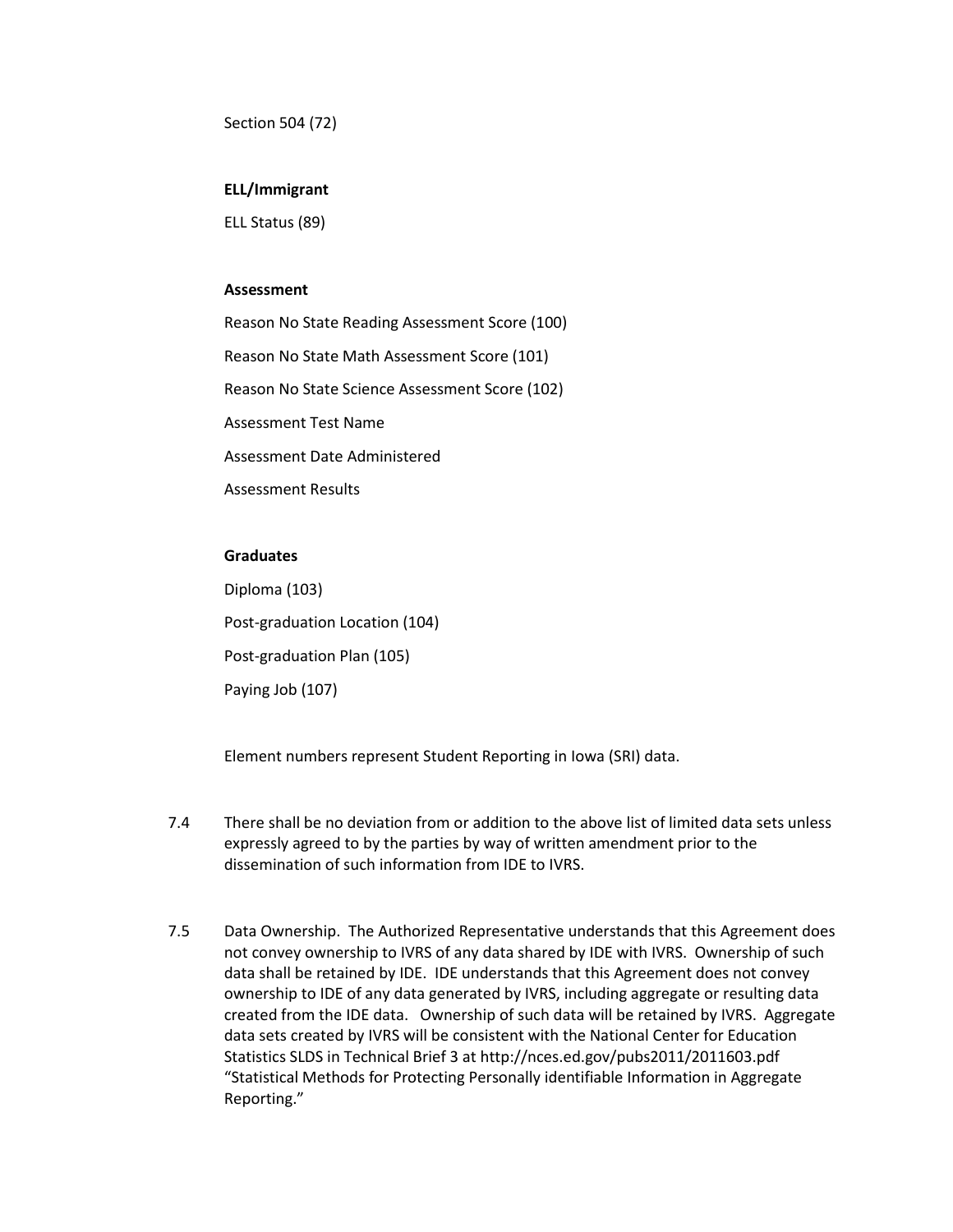Section 504 (72)

**ELL/Immigrant**

ELL Status (89)

**Assessment**

Reason No State Reading Assessment Score (100)

Reason No State Math Assessment Score (101)

Reason No State Science Assessment Score (102)

Assessment Test Name

Assessment Date Administered

Assessment Results

**Graduates**

Diploma (103)

Post-graduation Location (104)

Post-graduation Plan (105)

Paying Job (107)

Element numbers represent Student Reporting in Iowa (SRI) data.

7.4 There shall be no deviation from or addition to the above list of limited data sets unless expressly agreed to by the parties by way of written amendment prior to the dissemination of such information from IDE to IVRS.

7.5 Data Ownership. The Authorized Representative understands that this Agreement does not convey ownership to IVRS of any data shared by IDE with IVRS. Ownership of such data shall be retained by IDE. IDE understands that this Agreement does not convey ownership to IDE of any data generated by IVRS, including aggregate or resulting data created from the IDE data. Ownership of such data will be retained by IVRS. Aggregate data sets created by IVRS will be consistent with the National Center for Education Statistics SLDS in Technical Brief 3 at http://nces.ed.gov/pubs2011/2011603.pdf "Statistical Methods for Protecting Personally identifiable Information in Aggregate Reporting."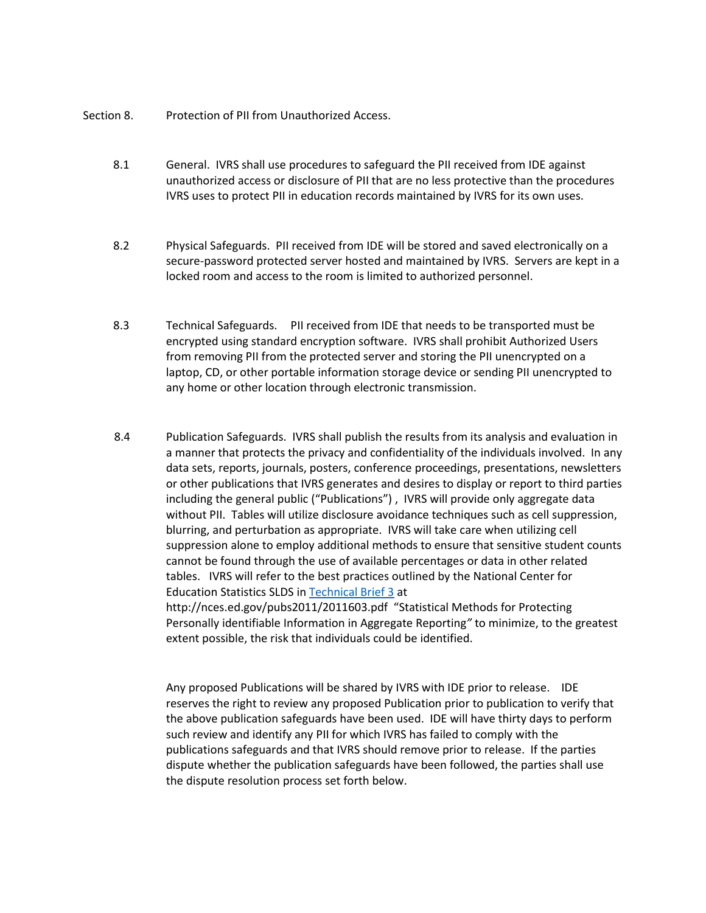Section 8. Protection of PII from Unauthorized Access.

8.1 General. IVRS shall use procedures to safeguard the PII received from IDE against unauthorized access or disclosure of PII that are no less protective than the procedures IVRS uses to protect PII in education records maintained by IVRS for its own uses.

8.2 Physical Safeguards. PII received from IDE will be stored and saved electronically on a secure-password protected server hosted and maintained by IVRS. Servers are kept in a locked room and access to the room is limited to authorized personnel.

8.3 Technical Safeguards. PII received from IDE that needs to be transported must be encrypted using standard encryption software. IVRS shall prohibit Authorized Users from removing PII from the protected server and storing the PII unencrypted on a laptop, CD, or other portable information storage device or sending PII unencrypted to any home or other location through electronic transmission.

8.4 Publication Safeguards. IVRS shall publish the results from its analysis and evaluation in a manner that protects the privacy and confidentiality of the individuals involved. In any data sets, reports, journals, posters, conference proceedings, presentations, newsletters or other publications that IVRS generates and desires to display or report to third parties including the general public ("Publications") , IVRS will provide only aggregate data without PII. Tables will utilize disclosure avoidance techniques such as cell suppression, blurring, and perturbation as appropriate. IVRS will take care when utilizing cell suppression alone to employ additional methods to ensure that sensitive student counts cannot be found through the use of available percentages or data in other related tables. IVRS will refer to the best practices outlined by the National Center for Education Statistics SLDS in [Technical Brief 3](http://nces.ed.gov/pubs2011/2011603.pdf) at http://nces.ed.gov/pubs2011/2011603.pdf "Statistical Methods for Protecting Personally identifiable Information in Aggregate Reporting" to minimize, to the greatest extent possible, the risk that individuals could be identified.

Any proposed Publications will be shared by IVRS with IDE prior to release. IDE reserves the right to review any proposed Publication prior to publication to verify that the above publication safeguards have been used. IDE will have thirty days to perform such review and identify any PII for which IVRS has failed to comply with the publications safeguards and that IVRS should remove prior to release. If the parties dispute whether the publication safeguards have been followed, the parties shall use the dispute resolution process set forth below.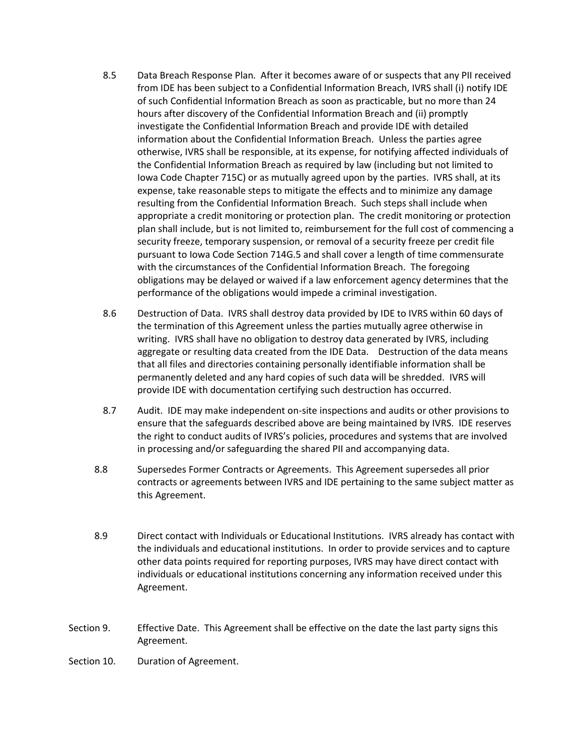8.5 Data Breach Response Plan. After it becomes aware of or suspects that any PII received from IDE has been subject to a Confidential Information Breach, IVRS shall (i) notify IDE of such Confidential Information Breach as soon as practicable, but no more than 24 hours after discovery of the Confidential Information Breach and (ii) promptly investigate the Confidential Information Breach and provide IDE with detailed information about the Confidential Information Breach. Unless the parties agree otherwise, IVRS shall be responsible, at its expense, for notifying affected individuals of the Confidential Information Breach as required by law (including but not limited to Iowa Code Chapter 715C) or as mutually agreed upon by the parties. IVRS shall, at its expense, take reasonable steps to mitigate the effects and to minimize any damage resulting from the Confidential Information Breach. Such steps shall include when appropriate a credit monitoring or protection plan. The credit monitoring or protection plan shall include, but is not limited to, reimbursement for the full cost of commencing a security freeze, temporary suspension, or removal of a security freeze per credit file pursuant to Iowa Code Section 714G.5 and shall cover a length of time commensurate with the circumstances of the Confidential Information Breach. The foregoing obligations may be delayed or waived if a law enforcement agency determines that the performance of the obligations would impede a criminal investigation.

8.6 Destruction of Data. IVRS shall destroy data provided by IDE to IVRS within 60 days of the termination of this Agreement unless the parties mutually agree otherwise in writing. IVRS shall have no obligation to destroy data generated by IVRS, including aggregate or resulting data created from the IDE Data. Destruction of the data means that all files and directories containing personally identifiable information shall be permanently deleted and any hard copies of such data will be shredded. IVRS will provide IDE with documentation certifying such destruction has occurred.

8.7 Audit. IDE may make independent on-site inspections and audits or other provisions to ensure that the safeguards described above are being maintained by IVRS. IDE reserves the right to conduct audits of IVRS's policies, procedures and systems that are involved in processing and/or safeguarding the shared PII and accompanying data.

8.8 Supersedes Former Contracts or Agreements. This Agreement supersedes all prior contracts or agreements between IVRS and IDE pertaining to the same subject matter as this Agreement.

8.9 Direct contact with Individuals or Educational Institutions. IVRS already has contact with the individuals and educational institutions. In order to provide services and to capture other data points required for reporting purposes, IVRS may have direct contact with individuals or educational institutions concerning any information received under this Agreement.

Section 9. Effective Date. This Agreement shall be effective on the date the last party signs this Agreement.

Section 10. Duration of Agreement.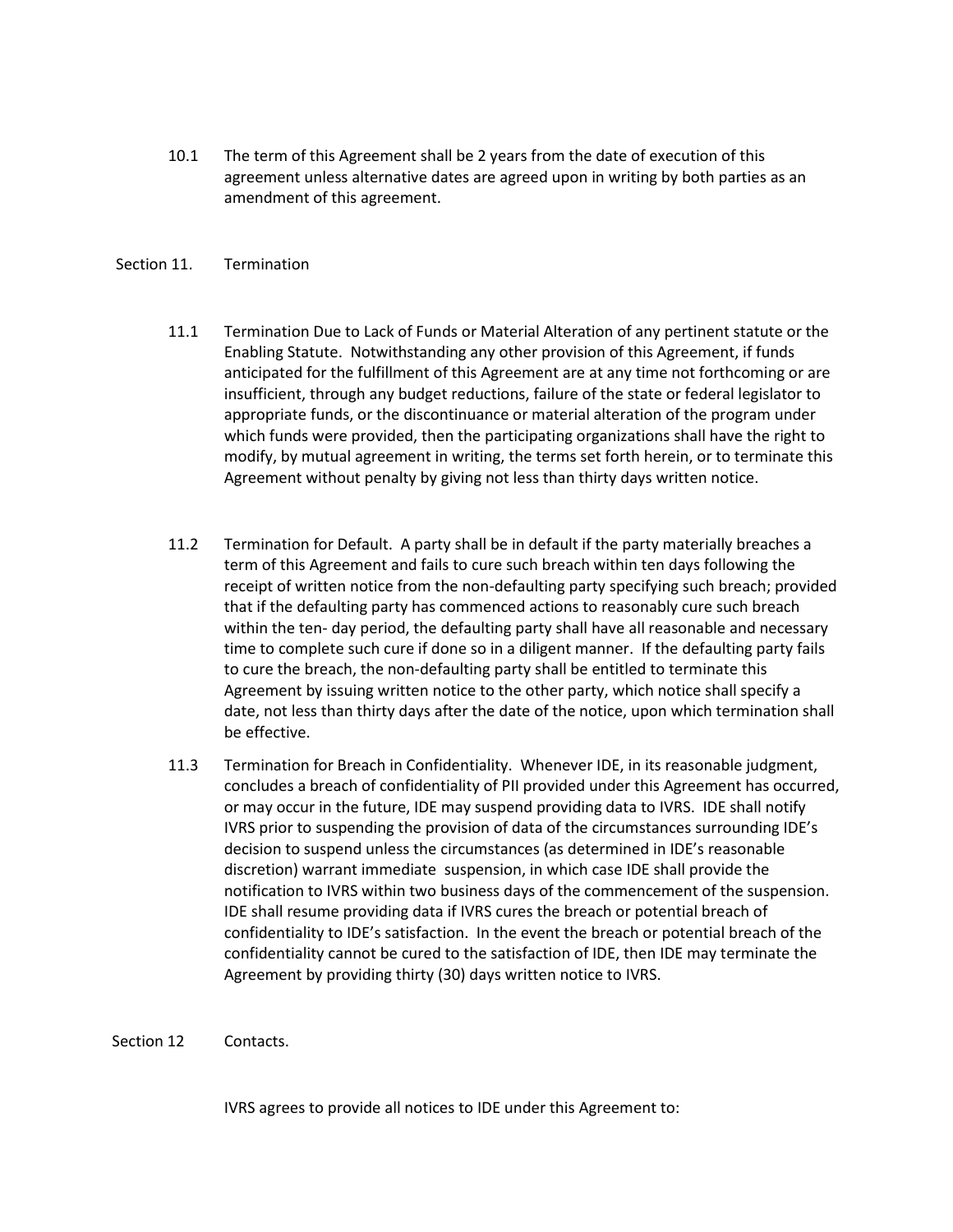10.1 The term of this Agreement shall be 2 years from the date of execution of this agreement unless alternative dates are agreed upon in writing by both parties as an amendment of this agreement.

## Section 11. Termination

11.1 Termination Due to Lack of Funds or Material Alteration of any pertinent statute or the Enabling Statute. Notwithstanding any other provision of this Agreement, if funds anticipated for the fulfillment of this Agreement are at any time not forthcoming or are insufficient, through any budget reductions, failure of the state or federal legislator to appropriate funds, or the discontinuance or material alteration of the program under which funds were provided, then the participating organizations shall have the right to modify, by mutual agreement in writing, the terms set forth herein, or to terminate this Agreement without penalty by giving not less than thirty days written notice.

11.2 Termination for Default. A party shall be in default if the party materially breaches a term of this Agreement and fails to cure such breach within ten days following the receipt of written notice from the non-defaulting party specifying such breach; provided that if the defaulting party has commenced actions to reasonably cure such breach within the ten- day period, the defaulting party shall have all reasonable and necessary time to complete such cure if done so in a diligent manner. If the defaulting party fails to cure the breach, the non-defaulting party shall be entitled to terminate this Agreement by issuing written notice to the other party, which notice shall specify a date, not less than thirty days after the date of the notice, upon which termination shall be effective.

11.3 Termination for Breach in Confidentiality. Whenever IDE, in its reasonable judgment, concludes a breach of confidentiality of PII provided under this Agreement has occurred, or may occur in the future, IDE may suspend providing data to IVRS. IDE shall notify IVRS prior to suspending the provision of data of the circumstances surrounding IDE's decision to suspend unless the circumstances (as determined in IDE's reasonable discretion) warrant immediate suspension, in which case IDE shall provide the notification to IVRS within two business days of the commencement of the suspension. IDE shall resume providing data if IVRS cures the breach or potential breach of confidentiality to IDE's satisfaction. In the event the breach or potential breach of the confidentiality cannot be cured to the satisfaction of IDE, then IDE may terminate the Agreement by providing thirty (30) days written notice to IVRS.

## Section 12 Contacts.

IVRS agrees to provide all notices to IDE under this Agreement to: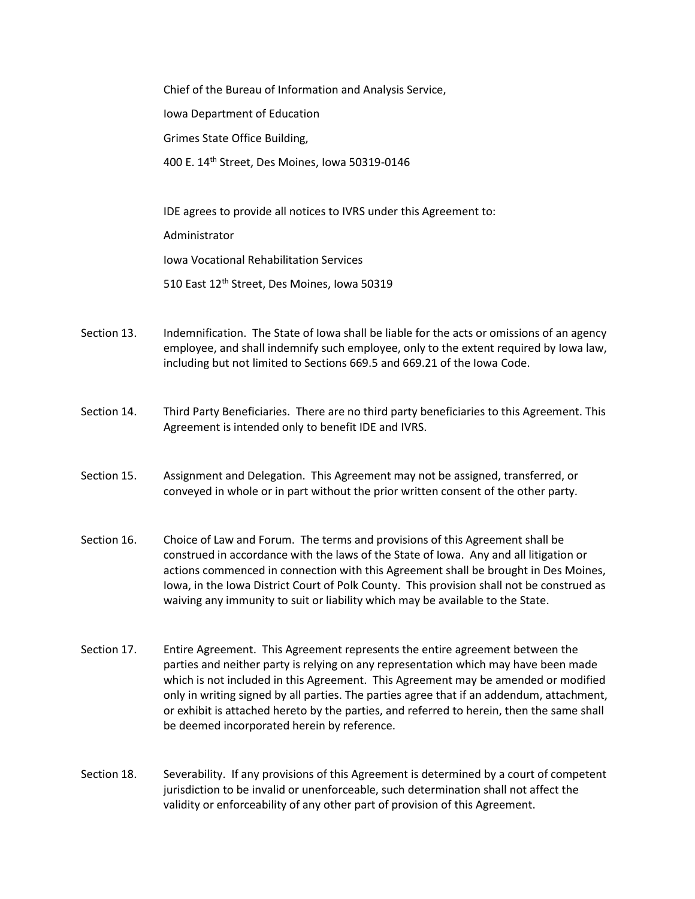Chief of the Bureau of Information and Analysis Service,

Iowa Department of Education

Grimes State Office Building,

400 E. 14th Street, Des Moines, Iowa 50319-0146

IDE agrees to provide all notices to IVRS under this Agreement to:

Administrator

Iowa Vocational Rehabilitation Services

510 East 12th Street, Des Moines, Iowa 50319

Section 13. Indemnification. The State of Iowa shall be liable for the acts or omissions of an agency employee, and shall indemnify such employee, only to the extent required by Iowa law, including but not limited to Sections 669.5 and 669.21 of the Iowa Code.

Section 14. Third Party Beneficiaries. There are no third party beneficiaries to this Agreement. This Agreement is intended only to benefit IDE and IVRS.

Section 15. Assignment and Delegation. This Agreement may not be assigned, transferred, or conveyed in whole or in part without the prior written consent of the other party.

Section 16. Choice of Law and Forum. The terms and provisions of this Agreement shall be construed in accordance with the laws of the State of Iowa. Any and all litigation or actions commenced in connection with this Agreement shall be brought in Des Moines, Iowa, in the Iowa District Court of Polk County. This provision shall not be construed as waiving any immunity to suit or liability which may be available to the State.

Section 17. Entire Agreement. This Agreement represents the entire agreement between the parties and neither party is relying on any representation which may have been made which is not included in this Agreement. This Agreement may be amended or modified only in writing signed by all parties. The parties agree that if an addendum, attachment, or exhibit is attached hereto by the parties, and referred to herein, then the same shall be deemed incorporated herein by reference.

Section 18. Severability. If any provisions of this Agreement is determined by a court of competent jurisdiction to be invalid or unenforceable, such determination shall not affect the validity or enforceability of any other part of provision of this Agreement.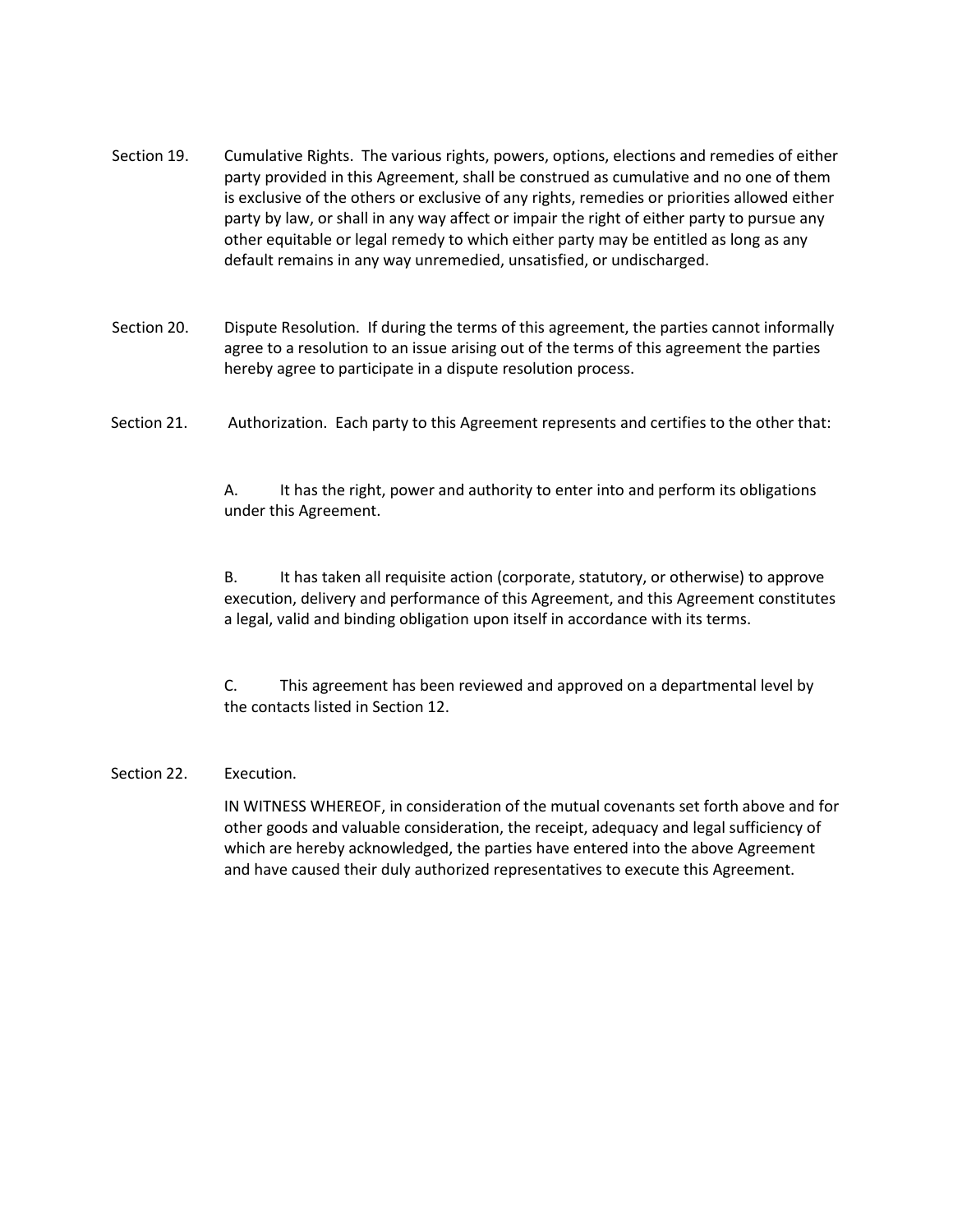Section 19. Cumulative Rights. The various rights, powers, options, elections and remedies of either party provided in this Agreement, shall be construed as cumulative and no one of them is exclusive of the others or exclusive of any rights, remedies or priorities allowed either party by law, or shall in any way affect or impair the right of either party to pursue any other equitable or legal remedy to which either party may be entitled as long as any default remains in any way unremedied, unsatisfied, or undischarged.

Section 20. Dispute Resolution. If during the terms of this agreement, the parties cannot informally agree to a resolution to an issue arising out of the terms of this agreement the parties hereby agree to participate in a dispute resolution process.

Section 21. Authorization. Each party to this Agreement represents and certifies to the other that:

A. It has the right, power and authority to enter into and perform its obligations under this Agreement.

B. It has taken all requisite action (corporate, statutory, or otherwise) to approve execution, delivery and performance of this Agreement, and this Agreement constitutes a legal, valid and binding obligation upon itself in accordance with its terms.

C. This agreement has been reviewed and approved on a departmental level by the contacts listed in Section 12.

Section 22. Execution.

IN WITNESS WHEREOF, in consideration of the mutual covenants set forth above and for other goods and valuable consideration, the receipt, adequacy and legal sufficiency of which are hereby acknowledged, the parties have entered into the above Agreement and have caused their duly authorized representatives to execute this Agreement.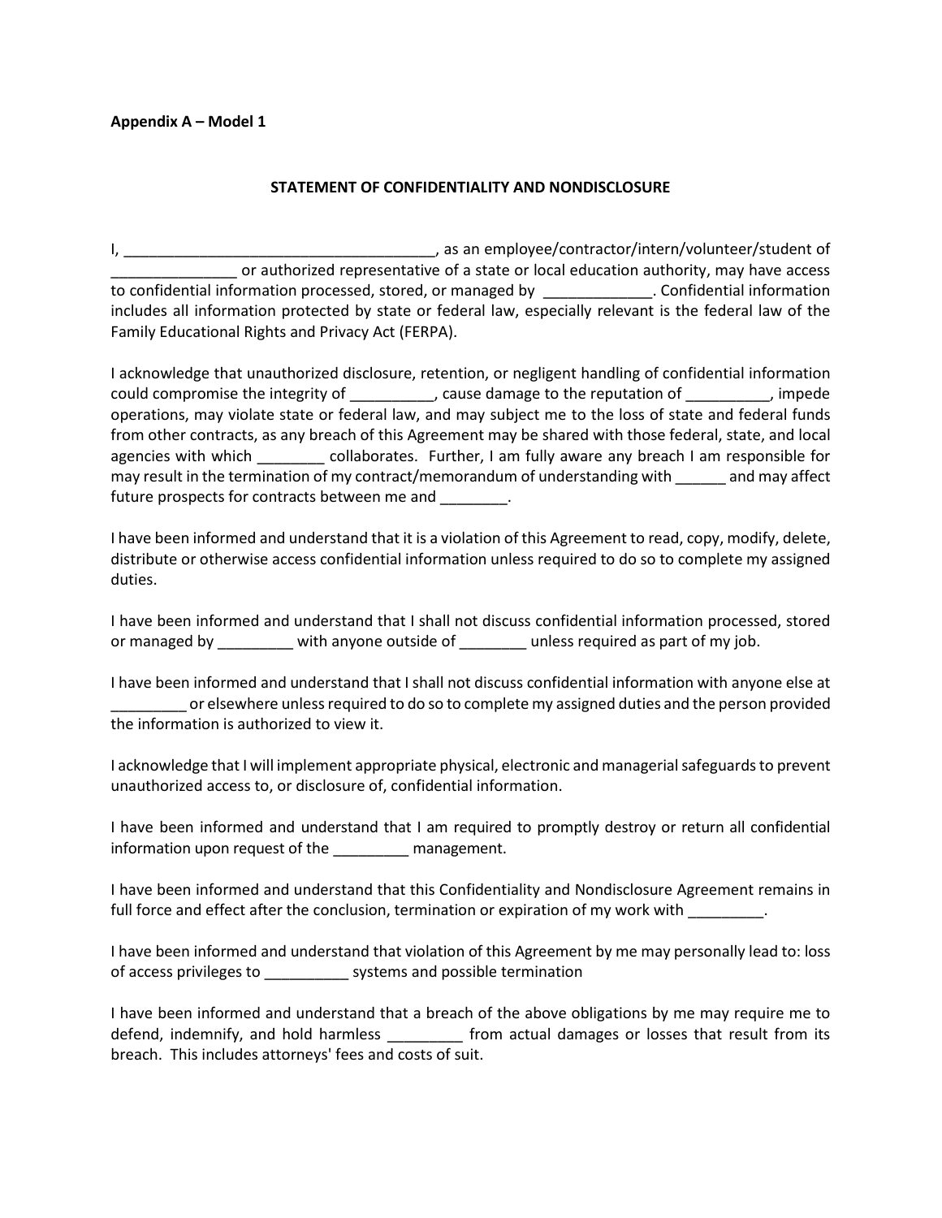**Appendix A – Model 1**

**STATEMENT OF CONFIDENTIALITY AND NONDISCLOSURE**

I, ____________________________________, as an employee/contractor/intern/volunteer/student of _______________ or authorized representative of a state or local education authority, may have access to confidential information processed, stored, or managed by _____________. Confidential information includes all information protected by state or federal law, especially relevant is the federal law of the Family Educational Rights and Privacy Act (FERPA).

I acknowledge that unauthorized disclosure, retention, or negligent handling of confidential information could compromise the integrity of __________, cause damage to the reputation of __________, impede operations, may violate state or federal law, and may subject me to the loss of state and federal funds from other contracts, as any breach of this Agreement may be shared with those federal, state, and local agencies with which ________ collaborates. Further, I am fully aware any breach I am responsible for may result in the termination of my contract/memorandum of understanding with ______ and may affect future prospects for contracts between me and ________.

I have been informed and understand that it is a violation of this Agreement to read, copy, modify, delete, distribute or otherwise access confidential information unless required to do so to complete my assigned duties.

I have been informed and understand that I shall not discuss confidential information processed, stored or managed by _________ with anyone outside of ________ unless required as part of my job.

I have been informed and understand that I shall not discuss confidential information with anyone else at _________ or elsewhere unless required to do so to complete my assigned duties and the person provided the information is authorized to view it.

I acknowledge that I will implement appropriate physical, electronic and managerial safeguards to prevent unauthorized access to, or disclosure of, confidential information.

I have been informed and understand that I am required to promptly destroy or return all confidential information upon request of the _________ management.

I have been informed and understand that this Confidentiality and Nondisclosure Agreement remains in full force and effect after the conclusion, termination or expiration of my work with _________.

I have been informed and understand that violation of this Agreement by me may personally lead to: loss of access privileges to __________ systems and possible termination

I have been informed and understand that a breach of the above obligations by me may require me to defend, indemnify, and hold harmless _________ from actual damages or losses that result from its breach. This includes attorneys' fees and costs of suit.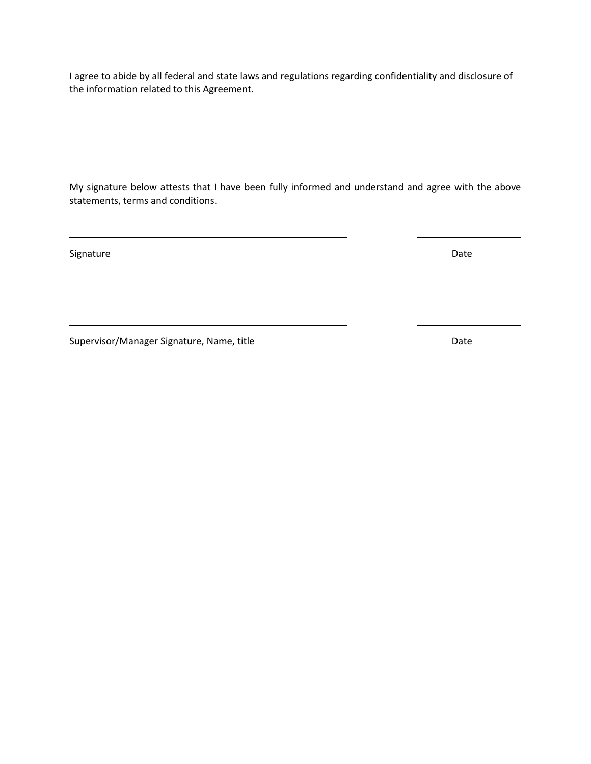I agree to abide by all federal and state laws and regulations regarding confidentiality and disclosure of the information related to this Agreement.

My signature below attests that I have been fully informed and understand and agree with the above statements, terms and conditions.

\_\_\_\_\_\_\_\_\_\_\_\_\_\_\_\_\_\_\_\_\_\_\_\_\_\_\_\_\_\_\_\_\_\_\_\_\_\_\_\_\_\_ \_\_\_\_\_\_\_\_\_\_\_\_\_\_\_\_

Signature Date

\_\_\_\_\_\_\_\_\_\_\_\_\_\_\_\_\_\_\_\_\_\_\_\_\_\_\_\_\_\_\_\_\_\_\_\_\_\_\_\_\_\_ \_\_\_\_\_\_\_\_\_\_\_\_\_\_\_\_

Supervisor/Manager Signature, Name, title Date